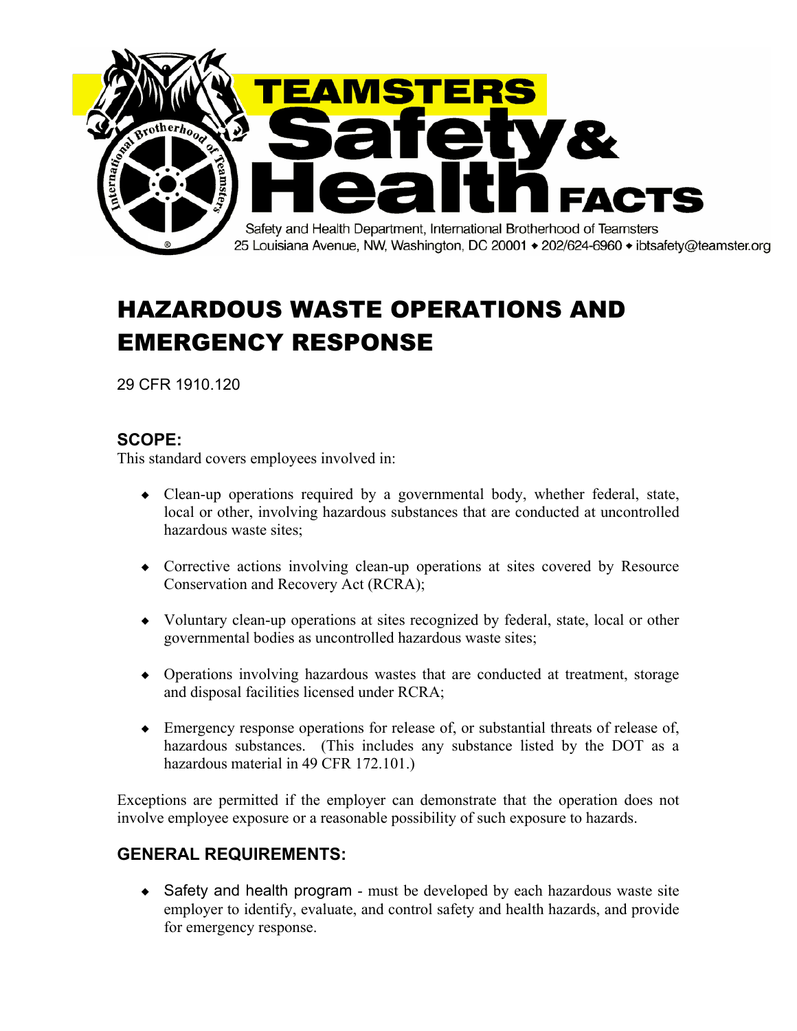# TEAMSTERS Safety & Health FACTS

Safety and Health Department, International Brotherhood of Teamsters
25 Louisiana Avenue, NW, Washington, DC 20001 ◆ 202/624-6960 ◆ ibtsafety@teamster.org

# HAZARDOUS WASTE OPERATIONS AND EMERGENCY RESPONSE

29 CFR 1910.120

## SCOPE:

This standard covers employees involved in:

- Clean-up operations required by a governmental body, whether federal, state, local or other, involving hazardous substances that are conducted at uncontrolled hazardous waste sites;
- Corrective actions involving clean-up operations at sites covered by Resource Conservation and Recovery Act (RCRA);
- Voluntary clean-up operations at sites recognized by federal, state, local or other governmental bodies as uncontrolled hazardous waste sites;
- Operations involving hazardous wastes that are conducted at treatment, storage and disposal facilities licensed under RCRA;
- Emergency response operations for release of, or substantial threats of release of, hazardous substances. (This includes any substance listed by the DOT as a hazardous material in 49 CFR 172.101.)

Exceptions are permitted if the employer can demonstrate that the operation does not involve employee exposure or a reasonable possibility of such exposure to hazards.

## GENERAL REQUIREMENTS:

- Safety and health program - must be developed by each hazardous waste site employer to identify, evaluate, and control safety and health hazards, and provide for emergency response.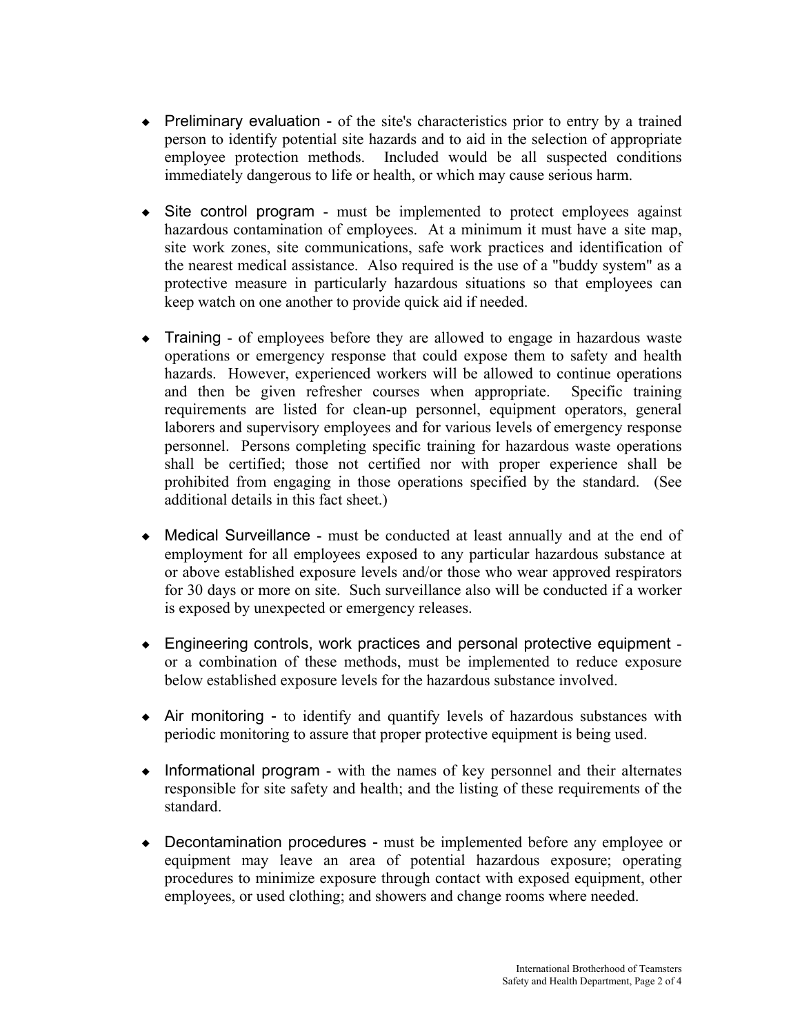- Preliminary evaluation - of the site's characteristics prior to entry by a trained person to identify potential site hazards and to aid in the selection of appropriate employee protection methods. Included would be all suspected conditions immediately dangerous to life or health, or which may cause serious harm.

- Site control program - must be implemented to protect employees against hazardous contamination of employees. At a minimum it must have a site map, site work zones, site communications, safe work practices and identification of the nearest medical assistance. Also required is the use of a "buddy system" as a protective measure in particularly hazardous situations so that employees can keep watch on one another to provide quick aid if needed.

- Training - of employees before they are allowed to engage in hazardous waste operations or emergency response that could expose them to safety and health hazards. However, experienced workers will be allowed to continue operations and then be given refresher courses when appropriate. Specific training requirements are listed for clean-up personnel, equipment operators, general laborers and supervisory employees and for various levels of emergency response personnel. Persons completing specific training for hazardous waste operations shall be certified; those not certified nor with proper experience shall be prohibited from engaging in those operations specified by the standard. (See additional details in this fact sheet.)

- Medical Surveillance - must be conducted at least annually and at the end of employment for all employees exposed to any particular hazardous substance at or above established exposure levels and/or those who wear approved respirators for 30 days or more on site. Such surveillance also will be conducted if a worker is exposed by unexpected or emergency releases.

- Engineering controls, work practices and personal protective equipment - or a combination of these methods, must be implemented to reduce exposure below established exposure levels for the hazardous substance involved.

- Air monitoring - to identify and quantify levels of hazardous substances with periodic monitoring to assure that proper protective equipment is being used.

- Informational program - with the names of key personnel and their alternates responsible for site safety and health; and the listing of these requirements of the standard.

- Decontamination procedures - must be implemented before any employee or equipment may leave an area of potential hazardous exposure; operating procedures to minimize exposure through contact with exposed equipment, other employees, or used clothing; and showers and change rooms where needed.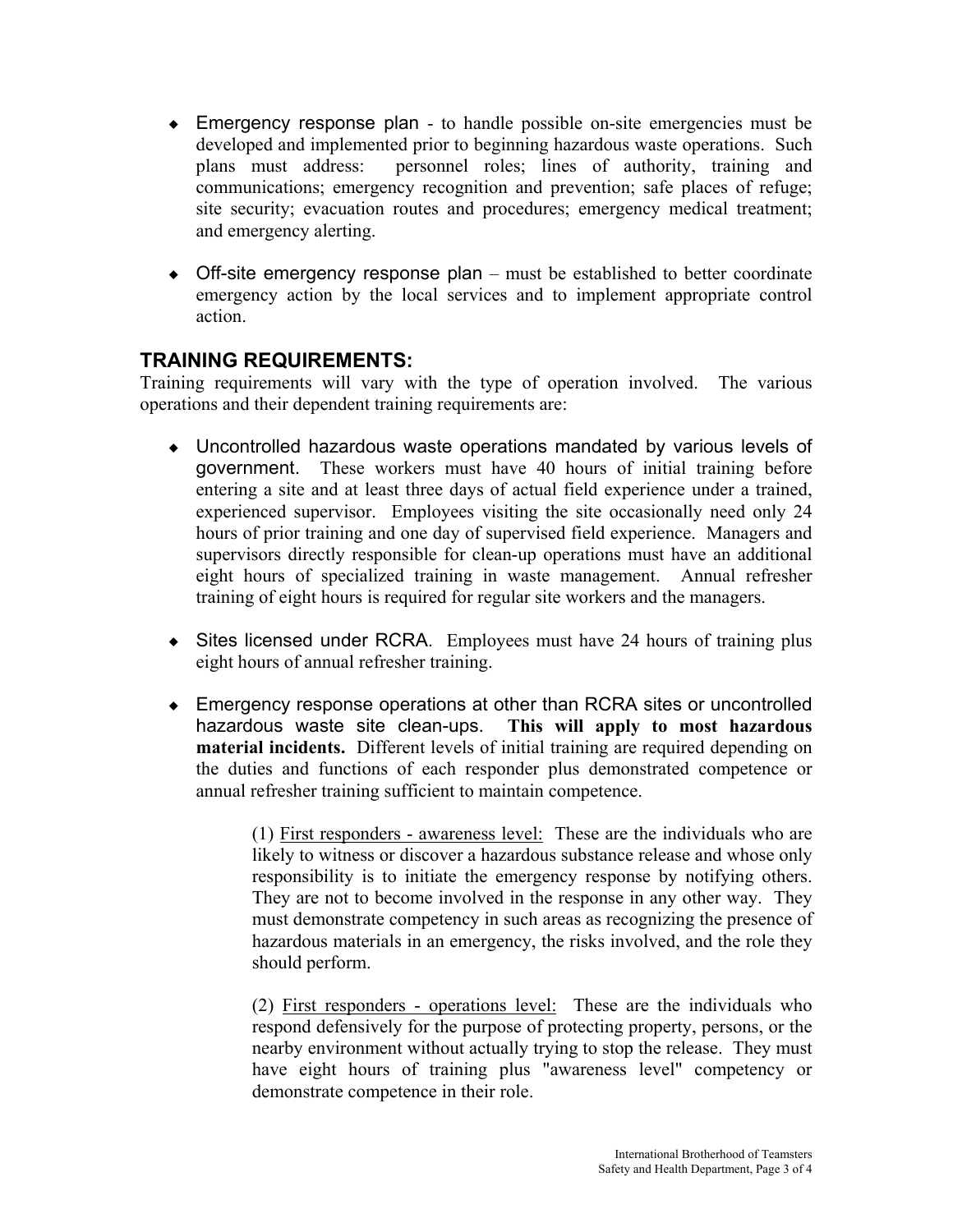- Emergency response plan - to handle possible on-site emergencies must be developed and implemented prior to beginning hazardous waste operations. Such plans must address: personnel roles; lines of authority, training and communications; emergency recognition and prevention; safe places of refuge; site security; evacuation routes and procedures; emergency medical treatment; and emergency alerting.

- Off-site emergency response plan – must be established to better coordinate emergency action by the local services and to implement appropriate control action.

## TRAINING REQUIREMENTS:

Training requirements will vary with the type of operation involved. The various operations and their dependent training requirements are:

- Uncontrolled hazardous waste operations mandated by various levels of government. These workers must have 40 hours of initial training before entering a site and at least three days of actual field experience under a trained, experienced supervisor. Employees visiting the site occasionally need only 24 hours of prior training and one day of supervised field experience. Managers and supervisors directly responsible for clean-up operations must have an additional eight hours of specialized training in waste management. Annual refresher training of eight hours is required for regular site workers and the managers.

- Sites licensed under RCRA. Employees must have 24 hours of training plus eight hours of annual refresher training.

- Emergency response operations at other than RCRA sites or uncontrolled hazardous waste site clean-ups. **This will apply to most hazardous material incidents.** Different levels of initial training are required depending on the duties and functions of each responder plus demonstrated competence or annual refresher training sufficient to maintain competence.

  (1) First responders - awareness level: These are the individuals who are likely to witness or discover a hazardous substance release and whose only responsibility is to initiate the emergency response by notifying others. They are not to become involved in the response in any other way. They must demonstrate competency in such areas as recognizing the presence of hazardous materials in an emergency, the risks involved, and the role they should perform.

  (2) First responders - operations level: These are the individuals who respond defensively for the purpose of protecting property, persons, or the nearby environment without actually trying to stop the release. They must have eight hours of training plus "awareness level" competency or demonstrate competence in their role.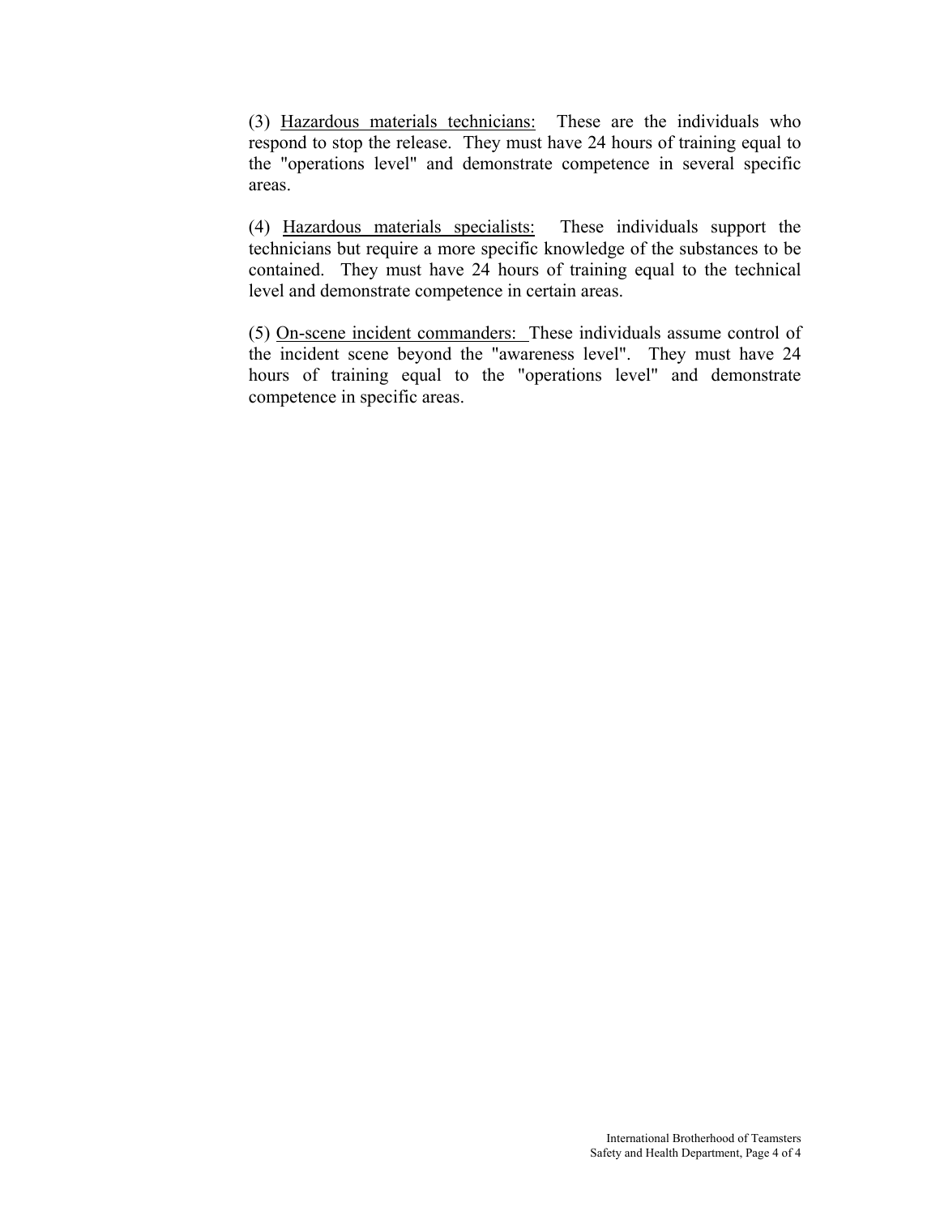(3) <u>Hazardous materials technicians:</u> These are the individuals who respond to stop the release. They must have 24 hours of training equal to the "operations level" and demonstrate competence in several specific areas.

(4) <u>Hazardous materials specialists:</u> These individuals support the technicians but require a more specific knowledge of the substances to be contained. They must have 24 hours of training equal to the technical level and demonstrate competence in certain areas.

(5) <u>On-scene incident commanders:</u> These individuals assume control of the incident scene beyond the "awareness level". They must have 24 hours of training equal to the "operations level" and demonstrate competence in specific areas.